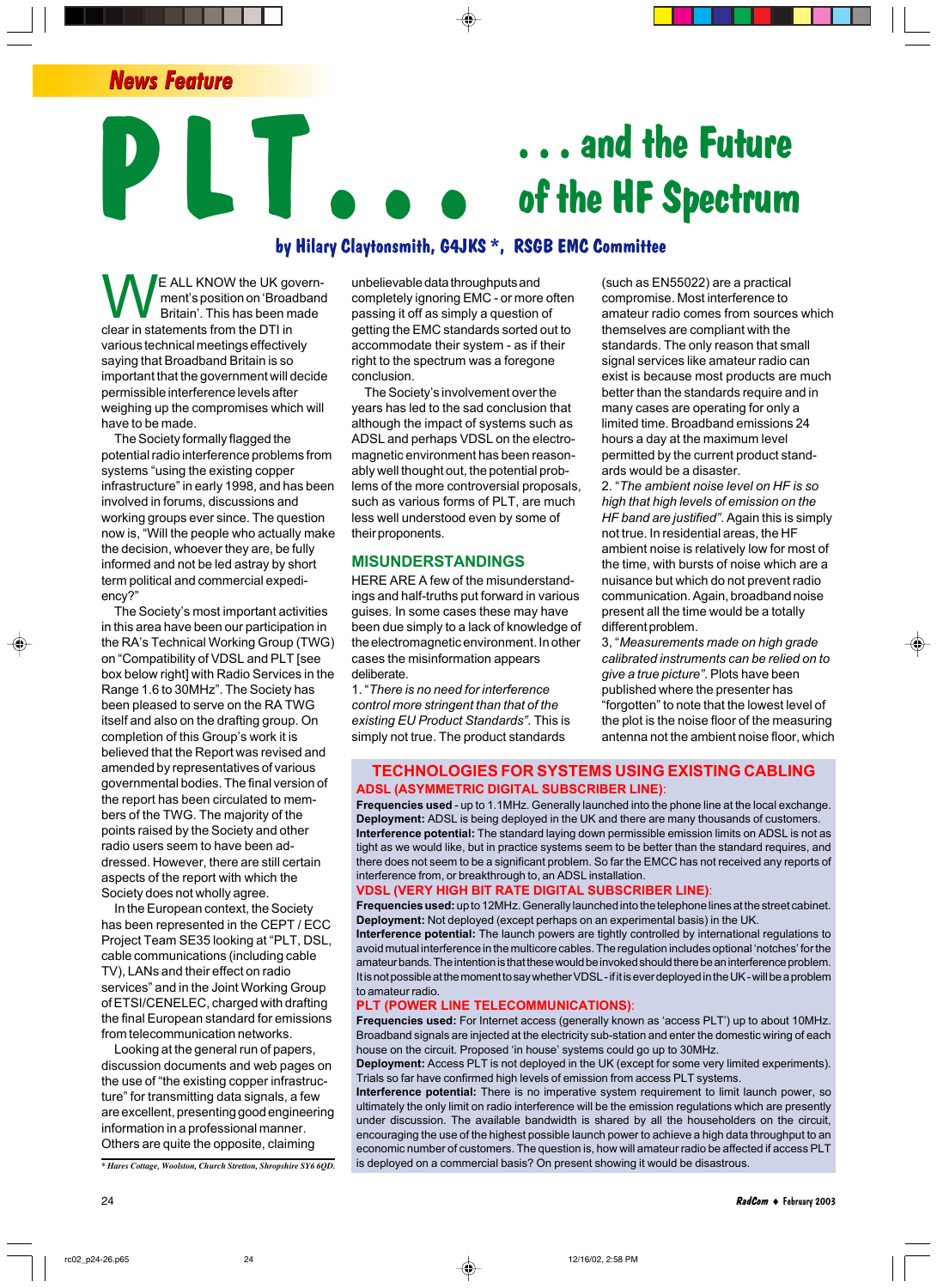News Feature

# PLT... ...and the Future of the HF Spectrum

**by Hilary Claytonsmith, G4JKS *, RSGB EMC Committee**

WE ALL KNOW the UK government's position on 'Broadband Britain'. This has been made clear in statements from the DTI in various technical meetings effectively saying that Broadband Britain is so important that the government will decide permissible interference levels after weighing up the compromises which will have to be made.

The Society formally flagged the potential radio interference problems from systems "using the existing copper infrastructure" in early 1998, and has been involved in forums, discussions and working groups ever since. The question now is, "Will the people who actually make the decision, whoever they are, be fully informed and not be led astray by short term political and commercial expediency?"

The Society's most important activities in this area have been our participation in the RA's Technical Working Group (TWG) on "Compatibility of VDSL and PLT [see box below right] with Radio Services in the Range 1.6 to 30MHz". The Society has been pleased to serve on the RA TWG itself and also on the drafting group. On completion of this Group's work it is believed that the Report was revised and amended by representatives of various governmental bodies. The final version of the report has been circulated to members of the TWG. The majority of the points raised by the Society and other radio users seem to have been addressed. However, there are still certain aspects of the report with which the Society does not wholly agree.

In the European context, the Society has been represented in the CEPT / ECC Project Team SE35 looking at "PLT, DSL, cable communications (including cable TV), LANs and their effect on radio services" and in the Joint Working Group of ETSI/CENELEC, charged with drafting the final European standard for emissions from telecommunication networks.

Looking at the general run of papers, discussion documents and web pages on the use of "the existing copper infrastructure" for transmitting data signals, a few are excellent, presenting good engineering information in a professional manner. Others are quite the opposite, claiming unbelievable data throughputs and completely ignoring EMC - or more often passing it off as simply a question of getting the EMC standards sorted out to accommodate their system - as if their right to the spectrum was a foregone conclusion.

The Society's involvement over the years has led to the sad conclusion that although the impact of systems such as ADSL and perhaps VDSL on the electromagnetic environment has been reasonably well thought out, the potential problems of the more controversial proposals, such as various forms of PLT, are much less well understood by even some of their proponents.

## MISUNDERSTANDINGS

HERE ARE A few of the misunderstandings and half-truths put forward in various guises. In some cases these may have been due simply to a lack of knowledge of the electromagnetic environment. In other cases the misinformation appears deliberate.

1. "*There is no need for interference control more stringent than that of the existing EU Product Standards*". This is simply not true. The product standards (such as EN55022) are a practical compromise. Most interference to amateur radio comes from sources which themselves are compliant with the standards. The only reason that small signal services like amateur radio can exist is because most products are much better than the standards require and in many cases are operating for only a limited time. Broadband emissions 24 hours a day at the maximum level permitted by the current product standards would be a disaster.

2. "*The ambient noise level on HF is so high that high levels of emission on the HF band are justified*". Again this is simply not true. In residential areas, the HF ambient noise is relatively low for most of the time, with bursts of noise which are a nuisance but which do not prevent radio communication. Again, broadband noise present all the time would be a totally different problem.

3, "*Measurements made on high grade calibrated instruments can be relied on to give a true picture*". Plots have been published where the presenter has "forgotten" to note that the lowest level of the plot is the noise floor of the measuring antenna not the ambient noise floor, which

---

### TECHNOLOGIES FOR SYSTEMS USING EXISTING CABLING

**ADSL (ASYMMETRIC DIGITAL SUBSCRIBER LINE):**

**Frequencies used** - up to 1.1MHz. Generally launched into the phone line at the local exchange.
**Deployment:** ADSL is being deployed in the UK and there are many thousands of customers.
**Interference potential:** The standard laying down permissible emission limits on ADSL is not as tight as we would like, but in practice systems seem to be better than the standard requires, and there does not seem to be a significant problem. So far the EMCC has not received any reports of interference from, or breakthrough to, an ADSL installation.

**VDSL (VERY HIGH BIT RATE DIGITAL SUBSCRIBER LINE):**

**Frequencies used:** up to 12MHz. Generally launched into the telephone lines at the street cabinet.
**Deployment:** Not deployed (except perhaps on an experimental basis) in the UK.
**Interference potential:** The launch powers are tightly controlled by international regulations to avoid mutual interference in the multicore cables. The regulation includes optional 'notches' for the amateur bands. The intention is that these would be invoked should there be an interference problem. It is not possible at the moment to say whether VDSL - if it is ever deployed in the UK - will be a problem to amateur radio.

**PLT (POWER LINE TELECOMMUNICATIONS):**

**Frequencies used:** For Internet access (generally known as 'access PLT') up to about 10MHz. Broadband signals are injected at the electricity sub-station and enter the domestic wiring of each house on the circuit. Proposed 'in house' systems could go up to 30MHz.
**Deployment:** Access PLT is not deployed in the UK (except for some very limited experiments). Trials so far have confirmed high levels of emission from access PLT systems.
**Interference potential:** There is no imperative system requirement to limit launch power, so ultimately the only limit on radio interference will be the emission regulations which are presently under discussion. The available bandwidth is shared by all the householders on the circuit, encouraging the use of the highest possible launch power to achieve a high data throughput to an economic number of customers. The question is, how will amateur radio be affected if access PLT is deployed on a commercial basis? On present showing it would be disastrous.

---

* *Hares Cottage, Woolston, Church Stretton, Shropshire SY6 6QD.*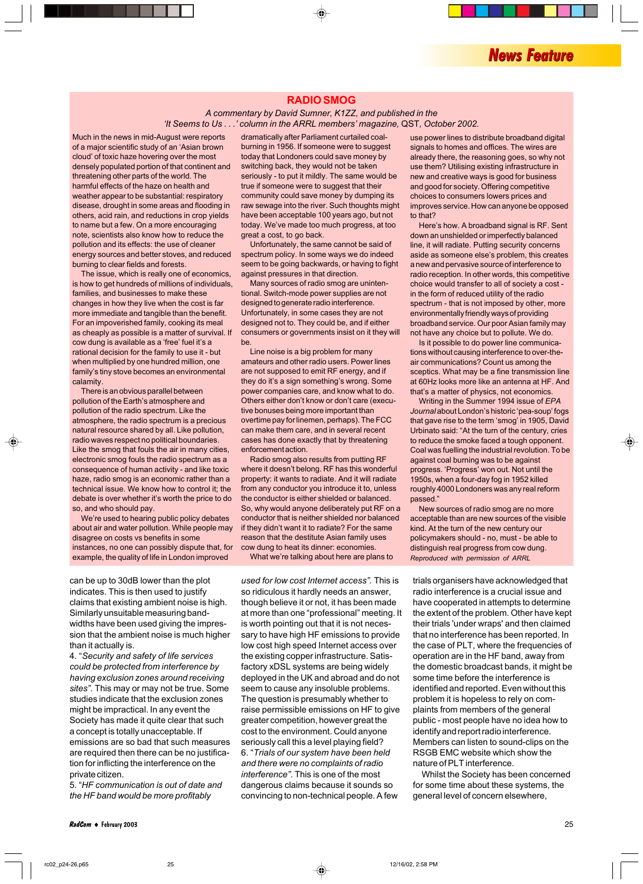# RADIO SMOG

*A commentary by David Sumner, K1ZZ, and published in the 'It Seems to Us . . .' column in the ARRL members' magazine,* QST*, October 2002.*

Much in the news in mid-August were reports of a major scientific study of an 'Asian brown cloud' of toxic haze hovering over the most densely populated portion of that continent and threatening other parts of the world. The harmful effects of the haze on health and weather appear to be substantial: respiratory disease, drought in some areas and flooding in others, acid rain, and reductions in crop yields to name but a few. On a more encouraging note, scientists also know how to reduce the pollution and its effects: the use of cleaner energy sources and better stoves, and reduced burning to clear fields and forests.

The issue, which is really one of economics, is how to get hundreds of millions of individuals, families, and businesses to make these changes in how they live when the cost is far more immediate and tangible than the benefit. For an impoverished family, cooking its meal as cheaply as possible is a matter of necessity. If cow dung is available as a 'free' fuel it's a rational decision for the family to use it - but when multiplied by one hundred million, one family's tiny stove becomes an environmental calamity.

There is an obvious parallel between pollution of the Earth's atmosphere and pollution of the radio spectrum. Like the atmosphere, the radio spectrum is a precious natural resource shared by all. Like pollution, radio waves respect no political boundaries. Like the smog that fouls the air in many cities, electronic smog fouls the radio spectrum as a consequence of human activity - and like toxic haze, radio smog is an economic rather than a technical issue. We know how to control it; the debate is over whether it's worth the price to do so, and who should pay.

We're used to hearing public policy debates about air and water pollution. While people may disagree on costs vs benefits in some instances, no one can possibly dispute that, for example, the quality of life in London improved dramatically after Parliament curtailed coal-burning in 1956. If someone were to suggest today that Londoners could save money by switching back, they would not be taken seriously - to put it mildly. The same would be true if someone were to suggest that their community could save money by dumping its raw sewage into the river. Such thoughts might have been acceptable 100 years ago, but not today. We've made too much progress, at too great a cost, to go back.

Unfortunately, the same cannot be said of spectrum policy. In some ways we do indeed seem to be going backwards, or having to fight against pressures in that direction.

Many sources of radio smog are unintentional. Switch-mode power supplies are not designed to generate radio interference. Unfortunately, in some cases they are not designed not to. They could be, and if either consumers or governments insist on it they will be.

Line noise is a big problem for many amateurs and other radio users. Power lines are not supposed to emit RF energy, and if they do it's a sign something's wrong. Some power companies care, and know what to do. Others either don't know or don't care (executive bonuses being more important than overtime pay for linemen, perhaps). The FCC can make them care, and in several recent cases has done exactly that by threatening enforcement action.

Radio smog also results from putting RF where it doesn't belong. RF has this wonderful property: it wants to radiate. And it will radiate from any conductor you introduce it to, unless the conductor is either shielded or balanced. So, why would anyone deliberately put RF on a conductor that is neither shielded nor balanced if they didn't want it to radiate? For the same reason that the destitute Asian family uses cow dung to heat its dinner: economics.

What we're talking about here are plans to use power lines to distribute broadband digital signals to homes and offices. The wires are already there, the reasoning goes, so why not use them? Utilising existing infrastructure in new and creative ways is good for business and good for society. Offering competitive choices to consumers lowers prices and improves service. How can anyone be opposed to that?

Here's how. A broadband signal is RF. Sent down an unshielded or imperfectly balanced line, it will radiate. Putting security concerns aside as someone else's problem, this creates a new and pervasive source of interference to radio reception. In other words, this competitive choice would transfer to all of society a cost - in the form of reduced utility of the radio spectrum - that is not imposed by other, more environmentally friendly ways of providing broadband service. Our poor Asian family may not have any choice but to pollute. We do.

Is it possible to do power line communications without causing interference to over-the-air communications? Count us among the sceptics. What may be a fine transmission line at 60Hz looks more like an antenna at HF. And that's a matter of physics, not economics.

Writing in the Summer 1994 issue of *EPA Journal* about London's historic 'pea-soup' fogs that gave rise to the term 'smog' in 1905, David Urbinato said: "At the turn of the century, cries to reduce the smoke faced a tough opponent. Coal was fuelling the industrial revolution. To be against coal burning was to be against progress. 'Progress' won out. Not until the 1950s, when a four-day fog in 1952 killed roughly 4000 Londoners was any real reform passed."

New sources of radio smog are no more acceptable than are new sources of the visible kind. At the turn of the new century our policymakers should - no, must - be able to distinguish real progress from cow dung.

*Reproduced with permission of ARRL*

---

can be up to 30dB lower than the plot indicates. This is then used to justify claims that existing ambient noise is high. Similarly unsuitable measuring bandwidths have been used giving the impression that the ambient noise is much higher than it actually is.

4. "*Security and safety of life services could be protected from interference by having exclusion zones around receiving sites*". This may or may not be true. Some studies indicate that the exclusion zones might be impractical. In any event the Society has made it quite clear that such a concept is totally unacceptable. If emissions are so bad that such measures are required then there can be no justification for inflicting the interference on the private citizen.

5. "*HF communication is out of date and the HF band would be more profitably used for low cost Internet access*". This is so ridiculous it hardly needs an answer, though believe it or not, it has been made at more than one "professional" meeting. It is worth pointing out that it is not necessary to have high HF emissions to provide low cost high speed Internet access over the existing copper infrastructure. Satisfactory xDSL systems are being widely deployed in the UK and abroad and do not seem to cause any insoluble problems. The question is presumably whether to raise permissible emissions on HF to give greater competition, however great the cost to the environment. Could anyone seriously call this a level playing field?

6. "*Trials of our system have been held and there were no complaints of radio interference*". This is one of the most dangerous claims because it sounds so convincing to non-technical people. A few trials organisers have acknowledged that radio interference is a crucial issue and have cooperated in attempts to determine the extent of the problem. Other have kept their trials 'under wraps' and then claimed that no interference has been reported. In the case of PLT, where the frequencies of operation are in the HF band, away from the domestic broadcast bands, it might be some time before the interference is identified and reported. Even without this problem it is hopeless to rely on complaints from members of the general public - most people have no idea how to identify and report radio interference. Members can listen to sound-clips on the RSGB EMC website which show the nature of PLT interference.

Whilst the Society has been concerned for some time about these systems, the general level of concern elsewhere,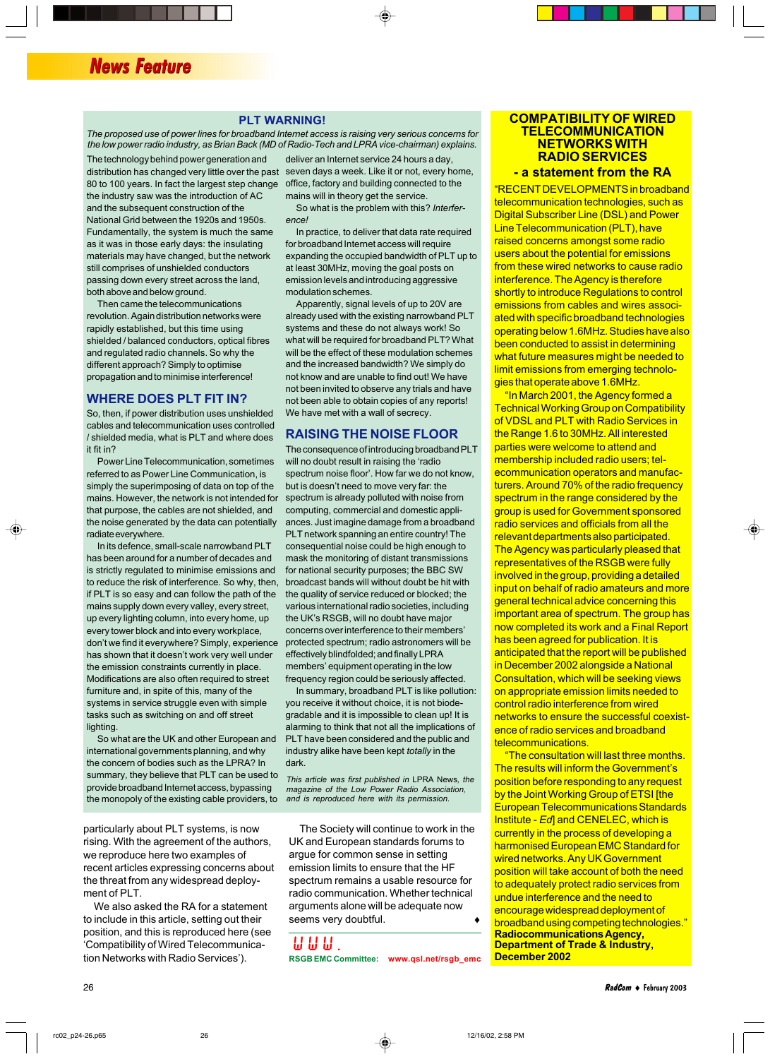## PLT WARNING!

*The proposed use of power lines for broadband Internet access is raising very serious concerns for the low power radio industry, as Brian Back (MD of Radio-Tech and LPRA vice-chairman) explains.*

The technology behind power generation and distribution has changed very little over the past 80 to 100 years. In fact the largest step change the industry saw was the introduction of AC and the subsequent construction of the National Grid between the 1920s and 1950s. Fundamentally, the system is much the same as it was in those early days: the insulating materials may have changed, but the network still comprises of unshielded conductors passing down every street across the land, both above and below ground.

Then came the telecommunications revolution. Again distribution networks were rapidly established, but this time using shielded / balanced conductors, optical fibres and regulated radio channels. So why the different approach? Simply to optimise propagation and to minimise interference!

### WHERE DOES PLT FIT IN?

So, then, if power distribution uses unshielded cables and telecommunication uses controlled / shielded media, what is PLT and where does it fit in?

Power Line Telecommunication, sometimes referred to as Power Line Communication, is simply the superimposing of data on top of the mains. However, the network is not intended for that purpose, the cables are not shielded, and the noise generated by the data can potentially radiate everywhere.

In its defence, small-scale narrowband PLT has been around for a number of decades and is strictly regulated to minimise emissions and to reduce the risk of interference. So why, then, if PLT is so easy and can follow the path of the mains supply down every valley, every street, up every lighting column, into every home, up every tower block and into every workplace, don't we find it everywhere? Simply, experience has shown that it doesn't work very well under the emission constraints currently in place. Modifications are also often required to street furniture and, in spite of this, many of the systems in service struggle even with simple tasks such as switching on and off street lighting.

So what are the UK and other European and international governments planning, and why the concern of bodies such as the LPRA? In summary, they believe that PLT can be used to provide broadband Internet access, bypassing the monopoly of the existing cable providers, to deliver an Internet service 24 hours a day, seven days a week. Like it or not, every home, office, factory and building connected to the mains will in theory get the service.

So what is the problem with this? *Interference!*

In practice, to deliver that data rate required for broadband Internet access will require expanding the occupied bandwidth of PLT up to at least 30MHz, moving the goal posts on emission levels and introducing aggressive modulation schemes.

Apparently, signal levels of up to 20V are already used with the existing narrowband PLT systems and these do not always work! So what will be required for broadband PLT? What will be the effect of these modulation schemes and the increased bandwidth? We simply do not know and are unable to find out! We have not been invited to observe any trials and have not been able to obtain copies of any reports! We have met with a wall of secrecy.

### RAISING THE NOISE FLOOR

The consequence of introducing broadband PLT will no doubt result in raising the 'radio spectrum noise floor'. How far we do not know, but is doesn't need to move very far: the spectrum is already polluted with noise from computing, commercial and domestic appliances. Just imagine damage from a broadband PLT network spanning an entire country! The consequential noise could be high enough to mask the monitoring of distant transmissions for national security purposes; the BBC SW broadcast bands will without doubt be hit with the quality of service reduced or blocked; the various international radio societies, including the UK's RSGB, will no doubt have major concerns over interference to their members' protected spectrum; radio astronomers will be effectively blindfolded; and finally LPRA members' equipment operating in the low frequency region could be seriously affected.

In summary, broadband PLT is like pollution: you receive it without choice, it is not biodegradable and it is impossible to clean up! It is alarming to think that not all the implications of PLT have been considered and the public and industry alike have been kept *totally* in the dark.

*This article was first published in LPRA News, the magazine of the Low Power Radio Association, and is reproduced here with its permission.*

particularly about PLT systems, is now rising. With the agreement of the authors, we reproduce here two examples of recent articles expressing concerns about the threat from any widespread deployment of PLT.

We also asked the RA for a statement to include in this article, setting out their position, and this is reproduced here (see 'Compatibility of Wired Telecommunication Networks with Radio Services').

The Society will continue to work in the UK and European standards forums to argue for common sense in setting emission limits to ensure that the HF spectrum remains a usable resource for radio communication. Whether technical arguments alone will be adequate now seems very doubtful. ♦

**RSGB EMC Committee:** **www.qsl.net/rsgb_emc**

## COMPATIBILITY OF WIRED TELECOMMUNICATION NETWORKS WITH RADIO SERVICES - a statement from the RA

"RECENT DEVELOPMENTS in broadband telecommunication technologies, such as Digital Subscriber Line (DSL) and Power Line Telecommunication (PLT), have raised concerns amongst some radio users about the potential for emissions from these wired networks to cause radio interference. The Agency is therefore shortly to introduce Regulations to control emissions from cables and wires associated with specific broadband technologies operating below 1.6MHz. Studies have also been conducted to assist in determining what future measures might be needed to limit emissions from emerging technologies that operate above 1.6MHz.

"In March 2001, the Agency formed a Technical Working Group on Compatibility of VDSL and PLT with Radio Services in the Range 1.6 to 30MHz. All interested parties were welcome to attend and membership included radio users; telecommunication operators and manufacturers. Around 70% of the radio frequency spectrum in the range considered by the group is used for Government sponsored radio services and officials from all the relevant departments also participated. The Agency was particularly pleased that representatives of the RSGB were fully involved in the group, providing a detailed input on behalf of radio amateurs and more general technical advice concerning this important area of spectrum. The group has now completed its work and a Final Report has been agreed for publication. It is anticipated that the report will be published in December 2002 alongside a National Consultation, which will be seeking views on appropriate emission limits needed to control radio interference from wired networks to ensure the successful coexistence of radio services and broadband telecommunications.

"The consultation will last three months. The results will inform the Government's position before responding to any request by the Joint Working Group of ETSI [the European Telecommunications Standards Institute - *Ed*] and CENELEC, which is currently in the process of developing a harmonised European EMC Standard for wired networks. Any UK Government position will take account of both the need to adequately protect radio services from undue interference and the need to encourage widespread deployment of broadband using competing technologies."

**Radiocommunications Agency, Department of Trade & Industry, December 2002**